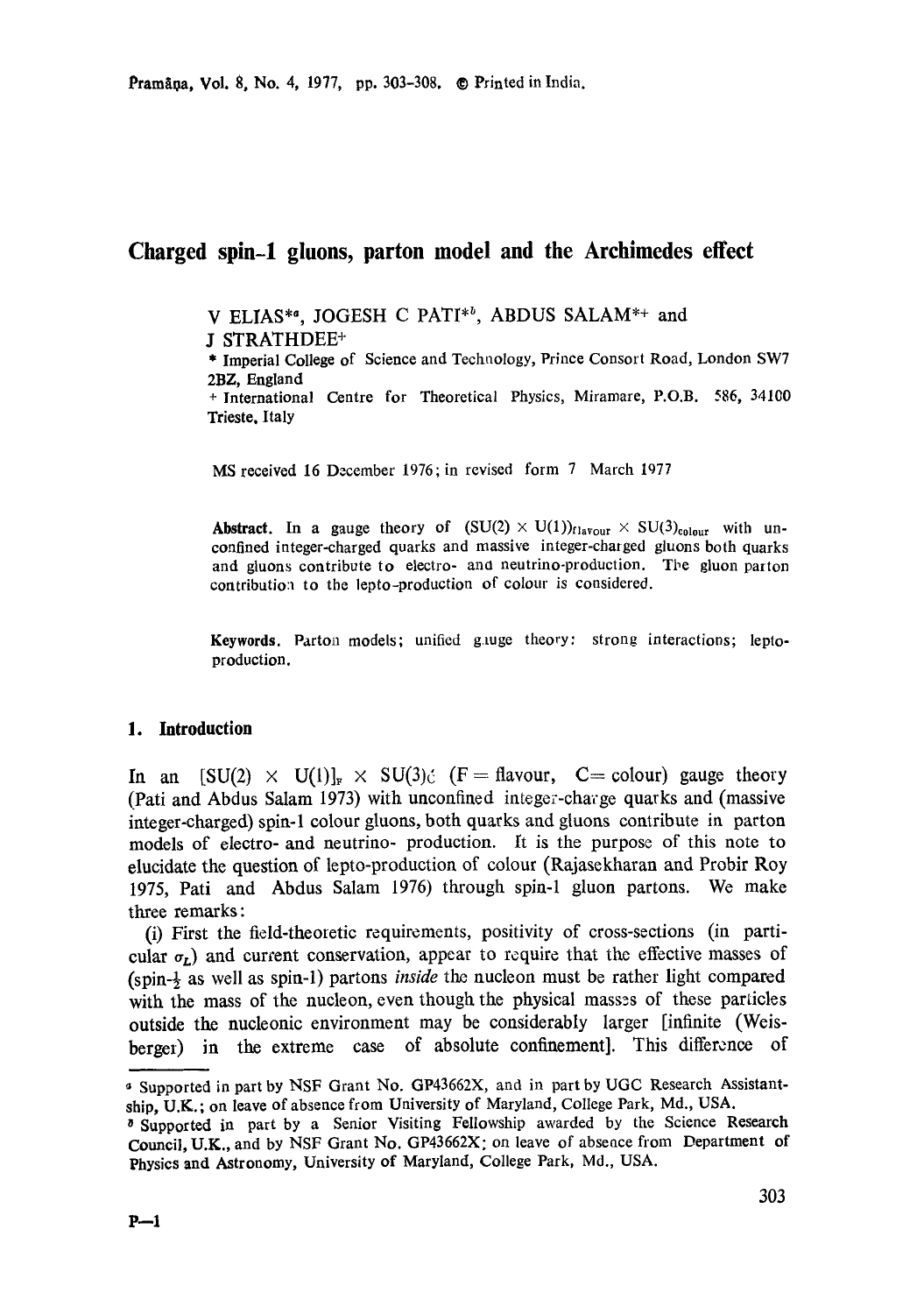# Charged spin-1 gluons, parton model and the Archimedes effect

V ELIAS*[a], JOGESH C PATI*[b], ABDUS SALAM*+ and J STRATHDEE+

* Imperial College of Science and Technology, Prince Consort Road, London SW7 2BZ, England

+ International Centre for Theoretical Physics, Miramare, P.O.B. 586, 34100 Trieste, Italy

MS received 16 December 1976; in revised form 7 March 1977

**Abstract.** In a gauge theory of $(SU(2) \times U(1))_{flavour} \times SU(3)_{colour}$ with unconfined integer-charged quarks and massive integer-charged gluons both quarks and gluons contribute to electro- and neutrino-production. The gluon parton contribution to the lepto-production of colour is considered.

**Keywords.** Parton models; unified gauge theory: strong interactions; lepto-production.

## 1. Introduction

In an $[SU(2) \times U(1)]_F \times SU(3)_C$ (F = flavour, C = colour) gauge theory (Pati and Abdus Salam 1973) with unconfined integer-charge quarks and (massive integer-charged) spin-1 colour gluons, both quarks and gluons contribute in parton models of electro- and neutrino- production. It is the purpose of this note to elucidate the question of lepto-production of colour (Rajasekharan and Probir Roy 1975, Pati and Abdus Salam 1976) through spin-1 gluon partons. We make three remarks:

(i) First the field-theoretic requirements, positivity of cross-sections (in particular $\sigma_L$) and current conservation, appear to require that the effective masses of (spin-$\frac{1}{2}$ as well as spin-1) partons *inside* the nucleon must be rather light compared with the mass of the nucleon, even though the physical masses of these particles outside the nucleonic environment may be considerably larger [infinite (Weisberger) in the extreme case of absolute confinement]. This difference of

---

[a] Supported in part by NSF Grant No. GP43662X, and in part by UGC Research Assistantship, U.K.; on leave of absence from University of Maryland, College Park, Md., USA.

[b] Supported in part by a Senior Visiting Fellowship awarded by the Science Research Council, U.K., and by NSF Grant No. GP43662X; on leave of absence from Department of Physics and Astronomy, University of Maryland, College Park, Md., USA.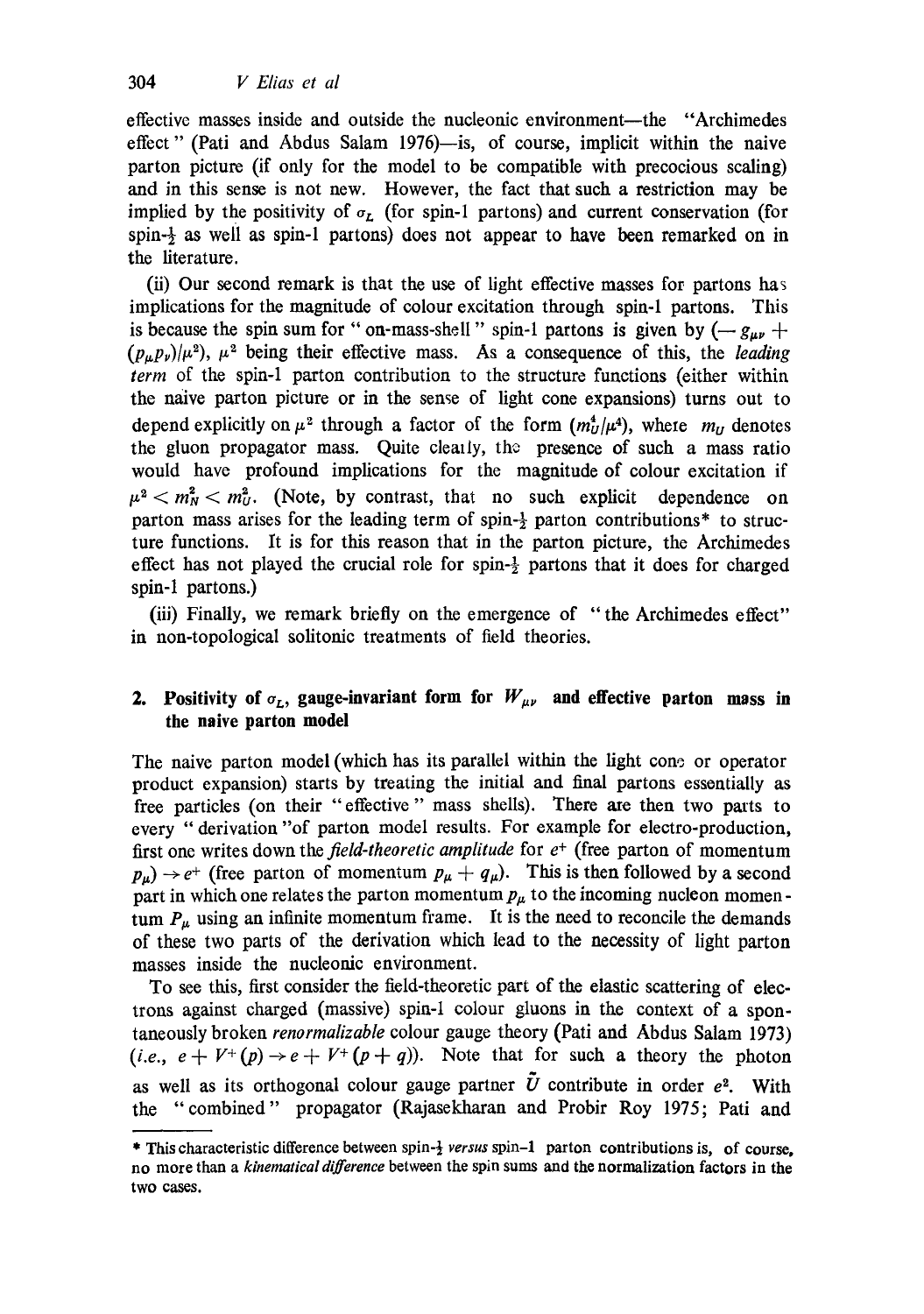effective masses inside and outside the nucleonic environment—the "Archimedes effect" (Pati and Abdus Salam 1976)—is, of course, implicit within the naive parton picture (if only for the model to be compatible with precocious scaling) and in this sense is not new. However, the fact that such a restriction may be implied by the positivity of $\sigma_L$ (for spin-1 partons) and current conservation (for spin-$\frac{1}{2}$ as well as spin-1 partons) does not appear to have been remarked on in the literature.

(ii) Our second remark is that the use of light effective masses for partons has implications for the magnitude of colour excitation through spin-1 partons. This is because the spin sum for "on-mass-shell" spin-1 partons is given by $(-g_{\mu\nu} + (p_\mu p_\nu)/\mu^2)$, $\mu^2$ being their effective mass. As a consequence of this, the *leading term* of the spin-1 parton contribution to the structure functions (either within the naive parton picture or in the sense of light cone expansions) turns out to depend explicitly on $\mu^2$ through a factor of the form $(m_U^4/\mu^4)$, where $m_U$ denotes the gluon propagator mass. Quite clearly, the presence of such a mass ratio would have profound implications for the magnitude of colour excitation if $\mu^2 < m_N^2 < m_U^2$. (Note, by contrast, that no such explicit dependence on parton mass arises for the leading term of spin-$\frac{1}{2}$ parton contributions* to structure functions. It is for this reason that in the parton picture, the Archimedes effect has not played the crucial role for spin-$\frac{1}{2}$ partons that it does for charged spin-1 partons.)

(iii) Finally, we remark briefly on the emergence of "the Archimedes effect" in non-topological solitonic treatments of field theories.

## 2. Positivity of $\sigma_L$, gauge-invariant form for $W_{\mu\nu}$ and effective parton mass in the naive parton model

The naive parton model (which has its parallel within the light cone or operator product expansion) starts by treating the initial and final partons essentially as free particles (on their "effective" mass shells). There are then two parts to every "derivation" of parton model results. For example for electro-production, first one writes down the *field-theoretic amplitude* for $e^+$ (free parton of momentum $p_\mu$) $\to e^+$ (free parton of momentum $p_\mu + q_\mu$). This is then followed by a second part in which one relates the parton momentum $p_\mu$ to the incoming nucleon momentum $P_\mu$ using an infinite momentum frame. It is the need to reconcile the demands of these two parts of the derivation which lead to the necessity of light parton masses inside the nucleonic environment.

To see this, first consider the field-theoretic part of the elastic scattering of electrons against charged (massive) spin-1 colour gluons in the context of a spontaneously broken *renormalizable* colour gauge theory (Pati and Abdus Salam 1973) (*i.e.*, $e + V^+(p) \to e + V^+(p+q)$). Note that for such a theory the photon as well as its orthogonal colour gauge partner $\tilde{U}$ contribute in order $e^2$. With the "combined" propagator (Rajasekharan and Probir Roy 1975; Pati and

---

\* This characteristic difference between spin-$\frac{1}{2}$ *versus* spin-1 parton contributions is, of course, no more than a *kinematical difference* between the spin sums and the normalization factors in the two cases.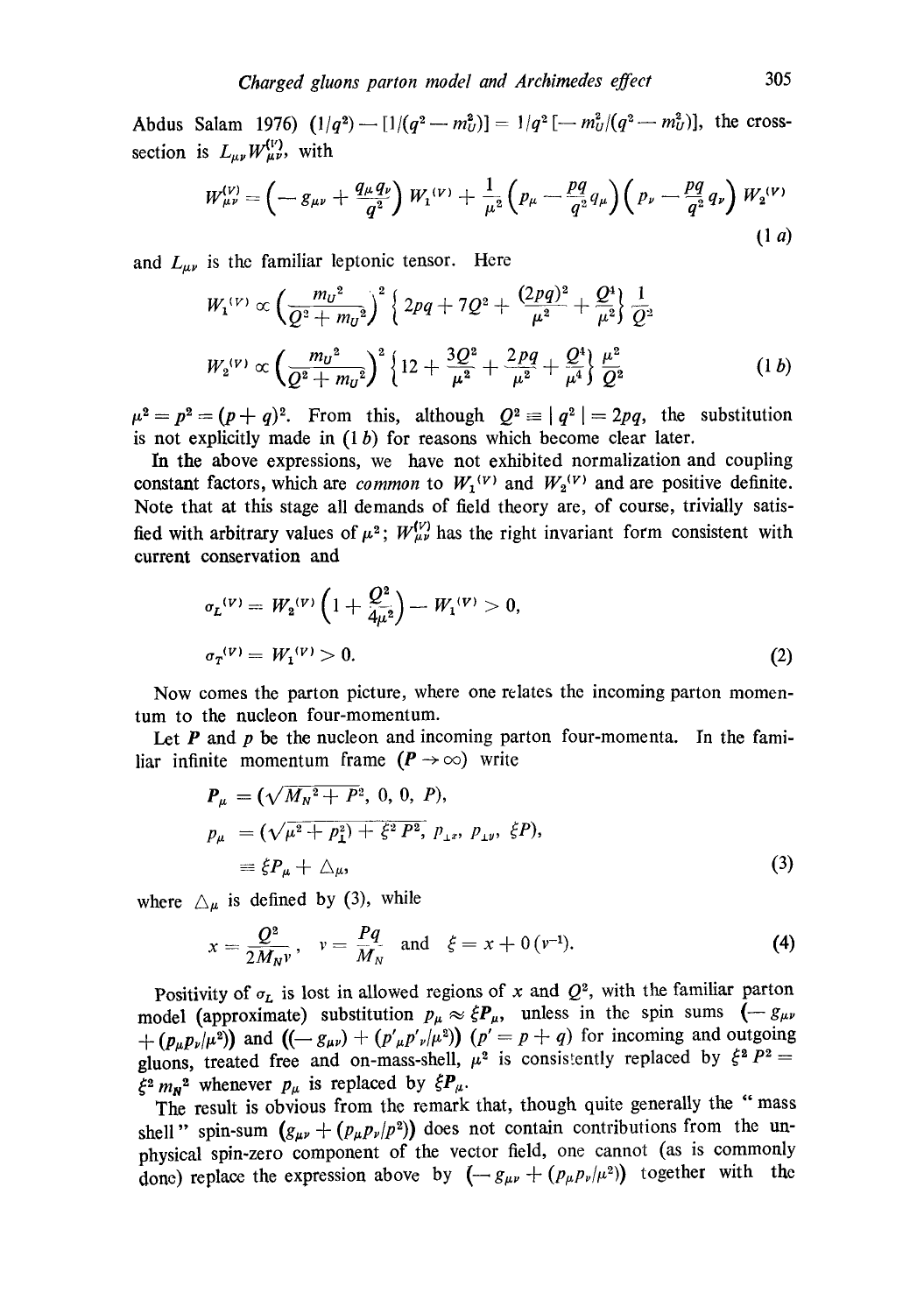Abdus Salam 1976) $(1/q^2) - [1/(q^2 - m_U^2)] = 1/q^2 [-m_U^2/(q^2 - m_U^2)]$, the cross-section is $L_{\mu\nu} W_{\mu\nu}^{(V)}$, with

$$W_{\mu\nu}^{(V)} = \left(-g_{\mu\nu} + \frac{q_\mu q_\nu}{q^2}\right) W_1^{(V)} + \frac{1}{\mu^2}\left(p_\mu - \frac{pq}{q^2} q_\mu\right)\left(p_\nu - \frac{pq}{q^2} q_\nu\right) W_2^{(V)} \tag{1 a}$$

and $L_{\mu\nu}$ is the familiar leptonic tensor. Here

$$W_1^{(V)} \propto \left(\frac{m_U^2}{Q^2 + m_U^2}\right)^2 \left\{2pq + 7Q^2 + \frac{(2pq)^2}{\mu^2} + \frac{Q^4}{\mu^2}\right\} \frac{1}{Q^2}$$

$$W_2^{(V)} \propto \left(\frac{m_U^2}{Q^2 + m_U^2}\right)^2 \left\{12 + \frac{3Q^2}{\mu^2} + \frac{2pq}{\mu^2} + \frac{Q^4}{\mu^4}\right\} \frac{\mu^2}{Q^2} \tag{1 b}$$

$\mu^2 = p^2 = (p+q)^2$. From this, although $Q^2 \equiv |q^2| = 2pq$, the substitution is not explicitly made in (1 b) for reasons which become clear later.

In the above expressions, we have not exhibited normalization and coupling constant factors, which are *common* to $W_1^{(V)}$ and $W_2^{(V)}$ and are positive definite. Note that at this stage all demands of field theory are, of course, trivially satisfied with arbitrary values of $\mu^2$; $W_{\mu\nu}^{(V)}$ has the right invariant form consistent with current conservation and

$$\sigma_L^{(V)} = W_2^{(V)}\left(1 + \frac{Q^2}{4\mu^2}\right) - W_1^{(V)} > 0,$$

$$\sigma_T^{(V)} = W_1^{(V)} > 0. \tag{2}$$

Now comes the parton picture, where one relates the incoming parton momentum to the nucleon four-momentum.

Let $P$ and $p$ be the nucleon and incoming parton four-momenta. In the familiar infinite momentum frame ($P \to \infty$) write

$$P_\mu = (\sqrt{M_N^2 + P^2},\ 0,\ 0,\ P),$$

$$p_\mu = (\sqrt{\mu^2 + p_\perp^2) + \xi^2 P^2},\ p_{\perp x},\ p_{\perp y},\ \xi P),$$

$$\equiv \xi P_\mu + \triangle_\mu, \tag{3}$$

where $\triangle_\mu$ is defined by (3), while

$$x = \frac{Q^2}{2M_N \nu}, \quad \nu = \frac{Pq}{M_N} \quad \text{and} \quad \xi = x + 0(\nu^{-1}). \tag{4}$$

Positivity of $\sigma_L$ is lost in allowed regions of $x$ and $Q^2$, with the familiar parton model (approximate) substitution $p_\mu \approx \xi P_\mu$, unless in the spin sums $(-g_{\mu\nu} + (p_\mu p_\nu/\mu^2))$ and $((-g_{\mu\nu}) + (p'_\mu p'_\nu/\mu^2))$ ($p' = p + q$) for incoming and outgoing gluons, treated free and on-mass-shell, $\mu^2$ is consistently replaced by $\xi^2 P^2 = \xi^2 m_N^2$ whenever $p_\mu$ is replaced by $\xi P_\mu$.

The result is obvious from the remark that, though quite generally the "mass shell" spin-sum $(g_{\mu\nu} + (p_\mu p_\nu/p^2))$ does not contain contributions from the unphysical spin-zero component of the vector field, one cannot (as is commonly done) replace the expression above by $(-g_{\mu\nu} + (p_\mu p_\nu/\mu^2))$ together with the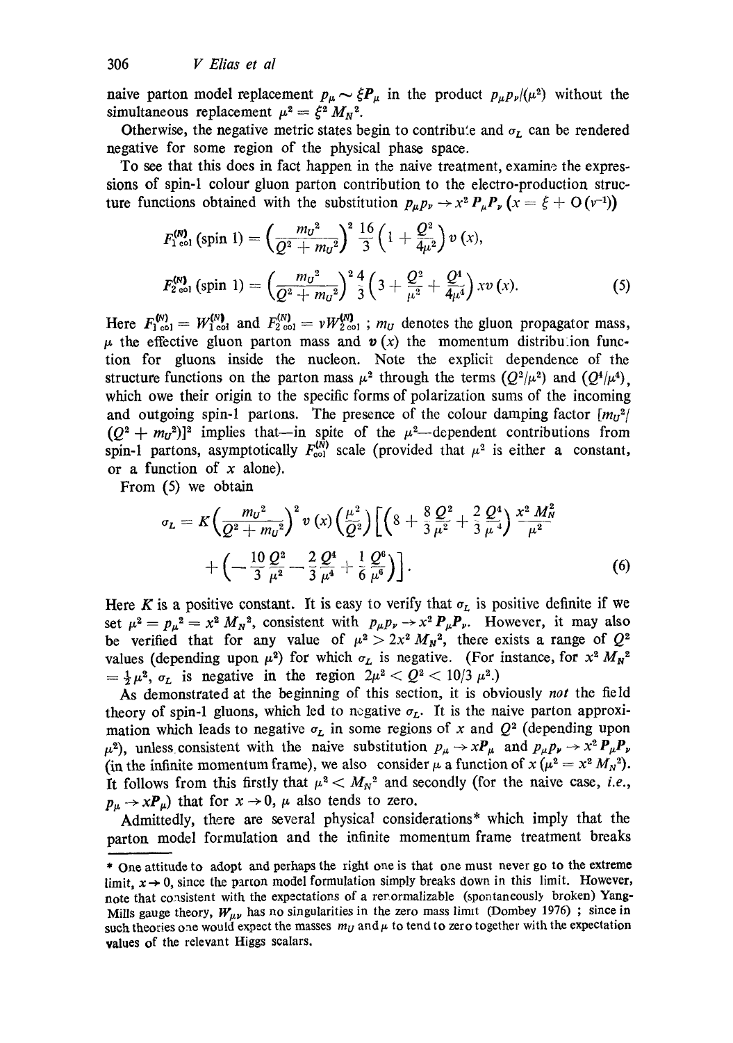naive parton model replacement $p_\mu \sim \xi P_\mu$ in the product $p_\mu p_\nu/(\mu^2)$ without the simultaneous replacement $\mu^2 = \xi^2 M_N{}^2$.

Otherwise, the negative metric states begin to contribute and $\sigma_L$ can be rendered negative for some region of the physical phase space.

To see that this does in fact happen in the naive treatment, examine the expressions of spin-1 colour gluon parton contribution to the electro-production structure functions obtained with the substitution $p_\mu p_\nu \to x^2 P_\mu P_\nu$ $(x = \xi + O(\nu^{-1}))$

$$F_{1\,\mathrm{col}}^{(N)}(\text{spin } 1) = \left(\frac{m_U{}^2}{Q^2 + m_U{}^2}\right)^2 \frac{16}{3}\left(1 + \frac{Q^2}{4\mu^2}\right) v(x),$$

$$F_{2\,\mathrm{col}}^{(N)}(\text{spin } 1) = \left(\frac{m_U{}^2}{Q^2 + m_U{}^2}\right)^2 \frac{4}{3}\left(3 + \frac{Q^2}{\mu^2} + \frac{Q^4}{4\mu^4}\right) x v(x). \tag{5}$$

Here $F_{1\,\mathrm{col}}^{(N)} = W_{1\,\mathrm{col}}^{(N)}$ and $F_{2\,\mathrm{col}}^{(N)} = \nu W_{2\,\mathrm{col}}^{(N)}$ ; $m_U$ denotes the gluon propagator mass, $\mu$ the effective gluon parton mass and $v(x)$ the momentum distribution function for gluons inside the nucleon. Note the explicit dependence of the structure functions on the parton mass $\mu^2$ through the terms $(Q^2/\mu^2)$ and $(Q^4/\mu^4)$, which owe their origin to the specific forms of polarization sums of the incoming and outgoing spin-1 partons. The presence of the colour damping factor $[m_U{}^2/(Q^2 + m_U{}^2)]^2$ implies that—in spite of the $\mu^2$—dependent contributions from spin-1 partons, asymptotically $F_{\mathrm{col}}^{(N)}$ scale (provided that $\mu^2$ is either a constant, or a function of $x$ alone).

From (5) we obtain

$$\sigma_L = K\left(\frac{m_U{}^2}{Q^2 + m_U{}^2}\right)^2 v(x)\left(\frac{\mu^2}{Q^2}\right)\left[\left(8 + \frac{8}{3}\frac{Q^2}{\mu^2} + \frac{2}{3}\frac{Q^4}{\mu^4}\right)\frac{x^2 M_N^2}{\mu^2} + \left(-\frac{10}{3}\frac{Q^2}{\mu^2} - \frac{2}{3}\frac{Q^4}{\mu^4} + \frac{1}{6}\frac{Q^6}{\mu^6}\right)\right]. \tag{6}$$

Here $K$ is a positive constant. It is easy to verify that $\sigma_L$ is positive definite if we set $\mu^2 = p_\mu{}^2 = x^2 M_N{}^2$, consistent with $p_\mu p_\nu \to x^2 P_\mu P_\nu$. However, it may also be verified that for any value of $\mu^2 > 2x^2 M_N{}^2$, there exists a range of $Q^2$ values (depending upon $\mu^2$) for which $\sigma_L$ is negative. (For instance, for $x^2 M_N{}^2 = \frac{1}{4}\mu^2$, $\sigma_L$ is negative in the region $2\mu^2 < Q^2 < 10/3\ \mu^2$.)

As demonstrated at the beginning of this section, it is obviously *not* the field theory of spin-1 gluons, which led to negative $\sigma_L$. It is the naive parton approximation which leads to negative $\sigma_L$ in some regions of $x$ and $Q^2$ (depending upon $\mu^2$), unless consistent with the naive substitution $p_\mu \to xP_\mu$ and $p_\mu p_\nu \to x^2 P_\mu P_\nu$ (in the infinite momentum frame), we also consider $\mu$ a function of $x$ ($\mu^2 = x^2 M_N{}^2$). It follows from this firstly that $\mu^2 < M_N{}^2$ and secondly (for the naive case, *i.e.*, $p_\mu \to xP_\mu$) that for $x \to 0$, $\mu$ also tends to zero.

Admittedly, there are several physical considerations* which imply that the parton model formulation and the infinite momentum frame treatment breaks

* One attitude to adopt and perhaps the right one is that one must never go to the extreme limit, $x \to 0$, since the parton model formulation simply breaks down in this limit. However, note that consistent with the expectations of a renormalizable (spontaneously broken) Yang-Mills gauge theory, $W_{\mu\nu}$ has no singularities in the zero mass limit (Dombey 1976) ; since in such theories one would expect the masses $m_U$ and $\mu$ to tend to zero together with the expectation values of the relevant Higgs scalars.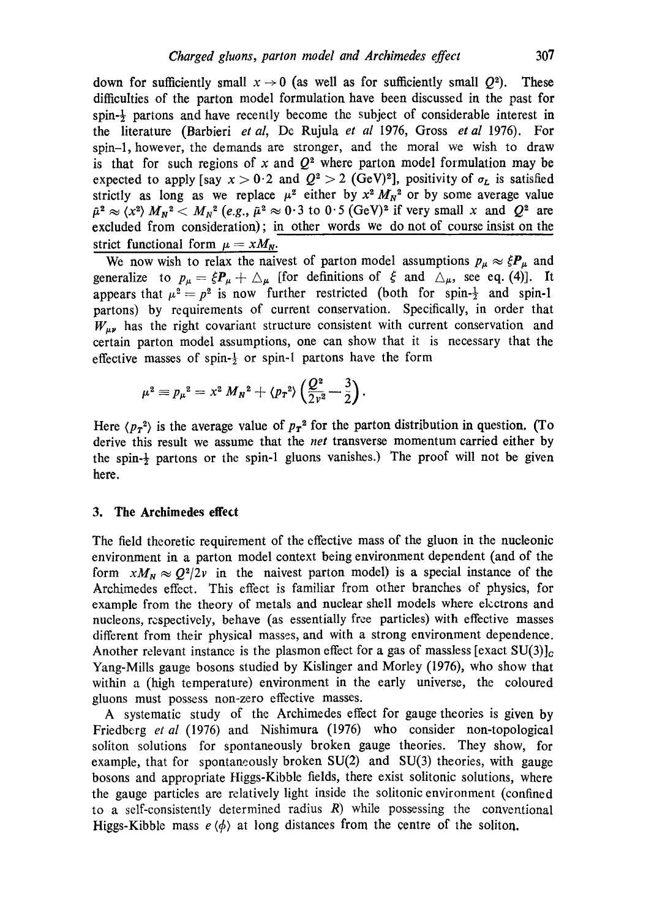down for sufficiently small $x \to 0$ (as well as for sufficiently small $Q^2$). These difficulties of the parton model formulation have been discussed in the past for spin-$\frac{1}{2}$ partons and have recently become the subject of considerable interest in the literature (Barbieri *et al*, De Rujula *et al* 1976, Gross *et al* 1976). For spin-1, however, the demands are stronger, and the moral we wish to draw is that for such regions of $x$ and $Q^2$ where parton model formulation may be expected to apply [say $x > 0{\cdot}2$ and $Q^2 > 2$ (GeV)$^2$], positivity of $\sigma_L$ is satisfied strictly as long as we replace $\mu^2$ either by $x^2 M_N^2$ or by some average value $\bar{\mu}^2 \approx \langle x^2 \rangle M_N^2 < M_N^2$ (*e.g.*, $\bar{\mu}^2 \approx 0{\cdot}3$ to $0{\cdot}5$ (GeV)$^2$ if very small $x$ and $Q^2$ are excluded from consideration); in other words we do not of course insist on the strict functional form $\mu = xM_N$.

We now wish to relax the naivest of parton model assumptions $p_\mu \approx \xi P_\mu$ and generalize to $p_\mu = \xi P_\mu + \triangle_\mu$ [for definitions of $\xi$ and $\triangle_\mu$, see eq. (4)]. It appears that $\mu^2 = p^2$ is now further restricted (both for spin-$\frac{1}{2}$ and spin-1 partons) by requirements of current conservation. Specifically, in order that $W_{\mu\nu}$ has the right covariant structure consistent with current conservation and certain parton model assumptions, one can show that it is necessary that the effective masses of spin-$\frac{1}{2}$ or spin-1 partons have the form

$$\mu^2 \equiv p_\mu^2 = x^2 M_N^2 + \langle p_T^2 \rangle \left( \frac{Q^2}{2\nu^2} - \frac{3}{2} \right).$$

Here $\langle p_T^2 \rangle$ is the average value of $p_T^2$ for the parton distribution in question. (To derive this result we assume that the *net* transverse momentum carried either by the spin-$\frac{1}{2}$ partons or the spin-1 gluons vanishes.) The proof will not be given here.

## 3. The Archimedes effect

The field theoretic requirement of the effective mass of the gluon in the nucleonic environment in a parton model context being environment dependent (and of the form $xM_N \approx Q^2/2\nu$ in the naivest parton model) is a special instance of the Archimedes effect. This effect is familiar from other branches of physics, for example from the theory of metals and nuclear shell models where electrons and nucleons, respectively, behave (as essentially free particles) with effective masses different from their physical masses, and with a strong environment dependence. Another relevant instance is the plasmon effect for a gas of massless [exact SU(3)]$_C$ Yang-Mills gauge bosons studied by Kislinger and Morley (1976), who show that within a (high temperature) environment in the early universe, the coloured gluons must possess non-zero effective masses.

A systematic study of the Archimedes effect for gauge theories is given by Friedberg *et al* (1976) and Nishimura (1976) who consider non-topological soliton solutions for spontaneously broken gauge theories. They show, for example, that for spontaneously broken SU(2) and SU(3) theories, with gauge bosons and appropriate Higgs-Kibble fields, there exist solitonic solutions, where the gauge particles are relatively light inside the solitonic environment (confined to a self-consistently determined radius $R$) while possessing the conventional Higgs-Kibble mass $e\langle \phi \rangle$ at long distances from the centre of the soliton.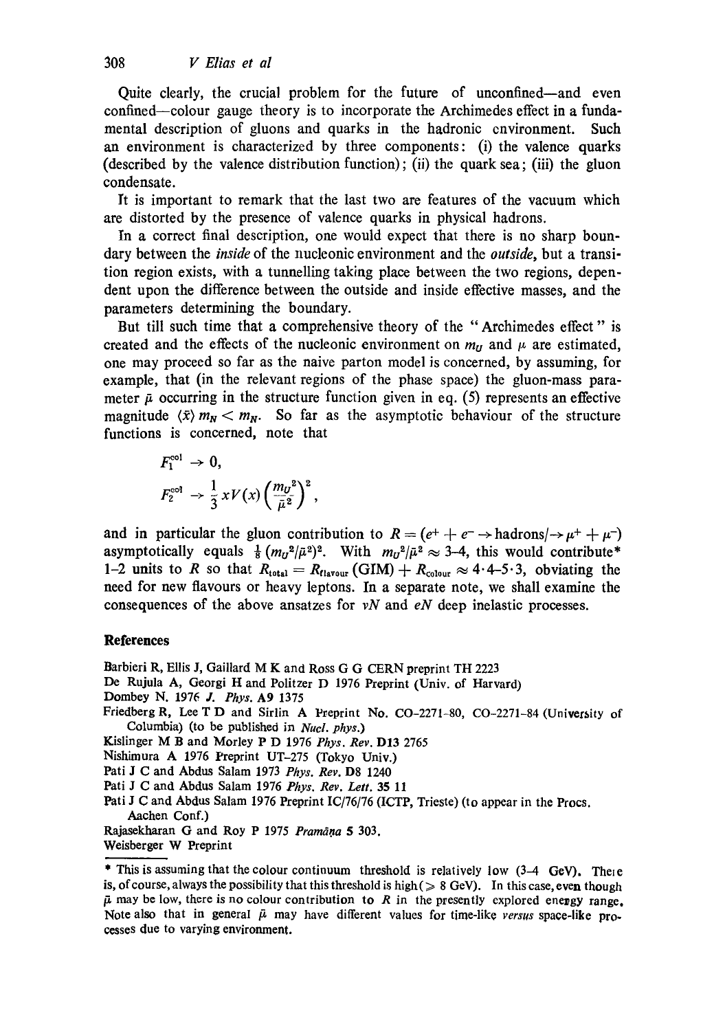Quite clearly, the crucial problem for the future of unconfined—and even confined—colour gauge theory is to incorporate the Archimedes effect in a fundamental description of gluons and quarks in the hadronic environment. Such an environment is characterized by three components: (i) the valence quarks (described by the valence distribution function); (ii) the quark sea; (iii) the gluon condensate.

It is important to remark that the last two are features of the vacuum which are distorted by the presence of valence quarks in physical hadrons.

In a correct final description, one would expect that there is no sharp boundary between the *inside* of the nucleonic environment and the *outside*, but a transition region exists, with a tunnelling taking place between the two regions, dependent upon the difference between the outside and inside effective masses, and the parameters determining the boundary.

But till such time that a comprehensive theory of the "Archimedes effect" is created and the effects of the nucleonic environment on $m_U$ and $\mu$ are estimated, one may proceed so far as the naive parton model is concerned, by assuming, for example, that (in the relevant regions of the phase space) the gluon-mass parameter $\bar{\mu}$ occurring in the structure function given in eq. (5) represents an effective magnitude $\langle \bar{x} \rangle m_N < m_N$. So far as the asymptotic behaviour of the structure functions is concerned, note that

$$F_1^{\text{col}} \to 0,$$

$$F_2^{\text{col}} \to \frac{1}{3} x V(x) \left(\frac{m_U{}^2}{\bar{\mu}^2}\right)^2,$$

and in particular the gluon contribution to $R = (e^+ + e^- \to \text{hadrons}/\to \mu^+ + \mu^-)$ asymptotically equals $\frac{1}{8}(m_U{}^2/\bar{\mu}^2)^2$. With $m_U{}^2/\bar{\mu}^2 \approx 3$–$4$, this would contribute* 1–2 units to $R$ so that $R_{\text{total}} = R_{\text{flavour}}\,(\text{GIM}) + R_{\text{colour}} \approx 4{\cdot}4$–$5{\cdot}3$, obviating the need for new flavours or heavy leptons. In a separate note, we shall examine the consequences of the above ansatzes for $\nu N$ and $eN$ deep inelastic processes.

## References

Barbieri R, Ellis J, Gaillard M K and Ross G G CERN preprint TH 2223

De Rujula A, Georgi H and Politzer D 1976 Preprint (Univ. of Harvard)

Dombey N. 1976 *J. Phys.* **A9** 1375

Friedberg R, Lee T D and Sirlin A Preprint No. CO-2271-80, CO-2271-84 (University of Columbia) (to be published in *Nucl. phys.*)

Kislinger M B and Morley P D 1976 *Phys. Rev.* **D13** 2765

Nishimura A 1976 Preprint UT-275 (Tokyo Univ.)

Pati J C and Abdus Salam 1973 *Phys. Rev.* **D8** 1240

Pati J C and Abdus Salam 1976 *Phys. Rev. Lett.* **35** 11

Pati J C and Abdus Salam 1976 Preprint IC/76/76 (ICTP, Trieste) (to appear in the Procs. Aachen Conf.)

Rajasekharan G and Roy P 1975 *Pramāṇa* **5** 303.

Weisberger W Preprint

---

* This is assuming that the colour continuum threshold is relatively low (3–4 GeV). There is, of course, always the possibility that this threshold is high($\geqslant$ 8 GeV). In this case, even though $\bar{\mu}$ may be low, there is no colour contribution to $R$ in the presently explored energy range. Note also that in general $\bar{\mu}$ may have different values for time-like *versus* space-like processes due to varying environment.